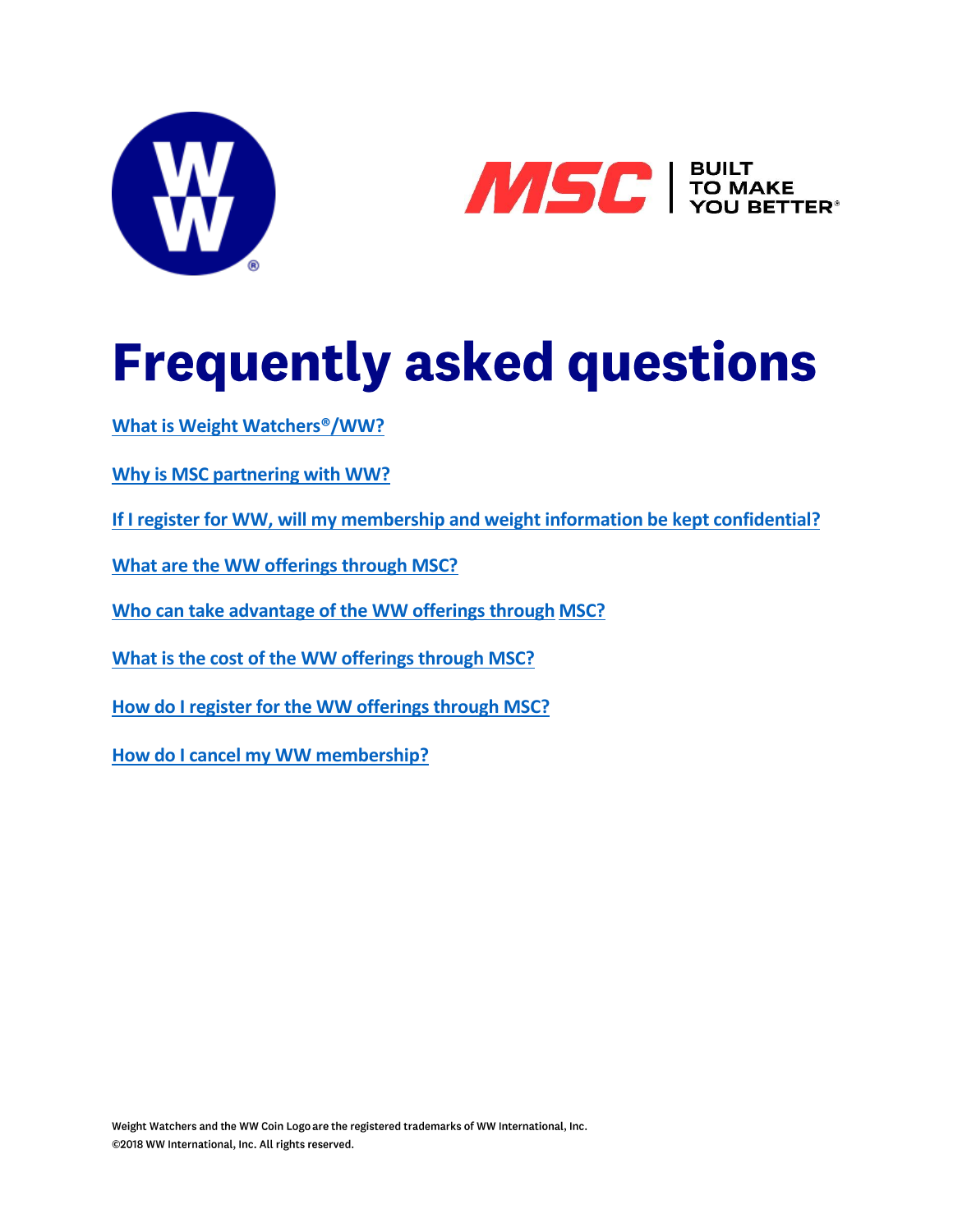# Frequently asked questions

What is Weight Watchers®/WW?

Why is MSC partnering with WW?

If I register for WW, will my membership and weight information be kept confidential?

What are the WW offerings through MSC?

Who can take advantage of the WW offerings through MSC?

What is the cost of the WW offerings through MSC?

How do I register for the WW offerings through MSC?

How do I cancel my WW membership?

Weight Watchers and the WW Coin Logo are the registered trademarks of WW International, Inc.
©2018 WW International, Inc. All rights reserved.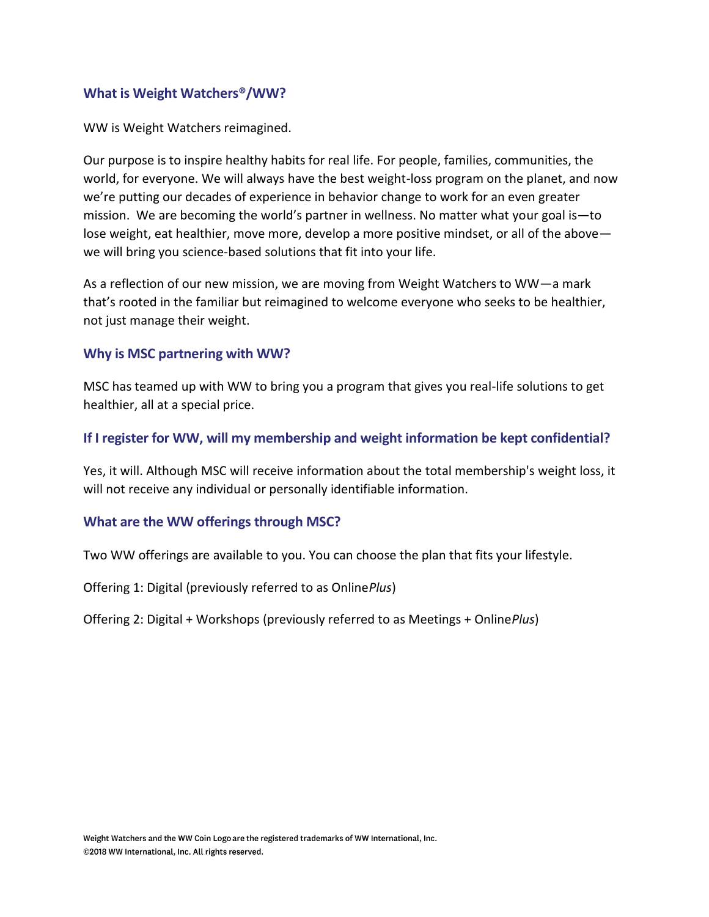### What is Weight Watchers®/WW?

WW is Weight Watchers reimagined.

Our purpose is to inspire healthy habits for real life. For people, families, communities, the world, for everyone. We will always have the best weight-loss program on the planet, and now we're putting our decades of experience in behavior change to work for an even greater mission. We are becoming the world's partner in wellness. No matter what your goal is—to lose weight, eat healthier, move more, develop a more positive mindset, or all of the above—we will bring you science-based solutions that fit into your life.

As a reflection of our new mission, we are moving from Weight Watchers to WW—a mark that's rooted in the familiar but reimagined to welcome everyone who seeks to be healthier, not just manage their weight.

### Why is MSC partnering with WW?

MSC has teamed up with WW to bring you a program that gives you real-life solutions to get healthier, all at a special price.

### If I register for WW, will my membership and weight information be kept confidential?

Yes, it will. Although MSC will receive information about the total membership's weight loss, it will not receive any individual or personally identifiable information.

### What are the WW offerings through MSC?

Two WW offerings are available to you. You can choose the plan that fits your lifestyle.

Offering 1: Digital (previously referred to as Online*Plus*)

Offering 2: Digital + Workshops (previously referred to as Meetings + Online*Plus*)

Weight Watchers and the WW Coin Logo are the registered trademarks of WW International, Inc.
©2018 WW International, Inc. All rights reserved.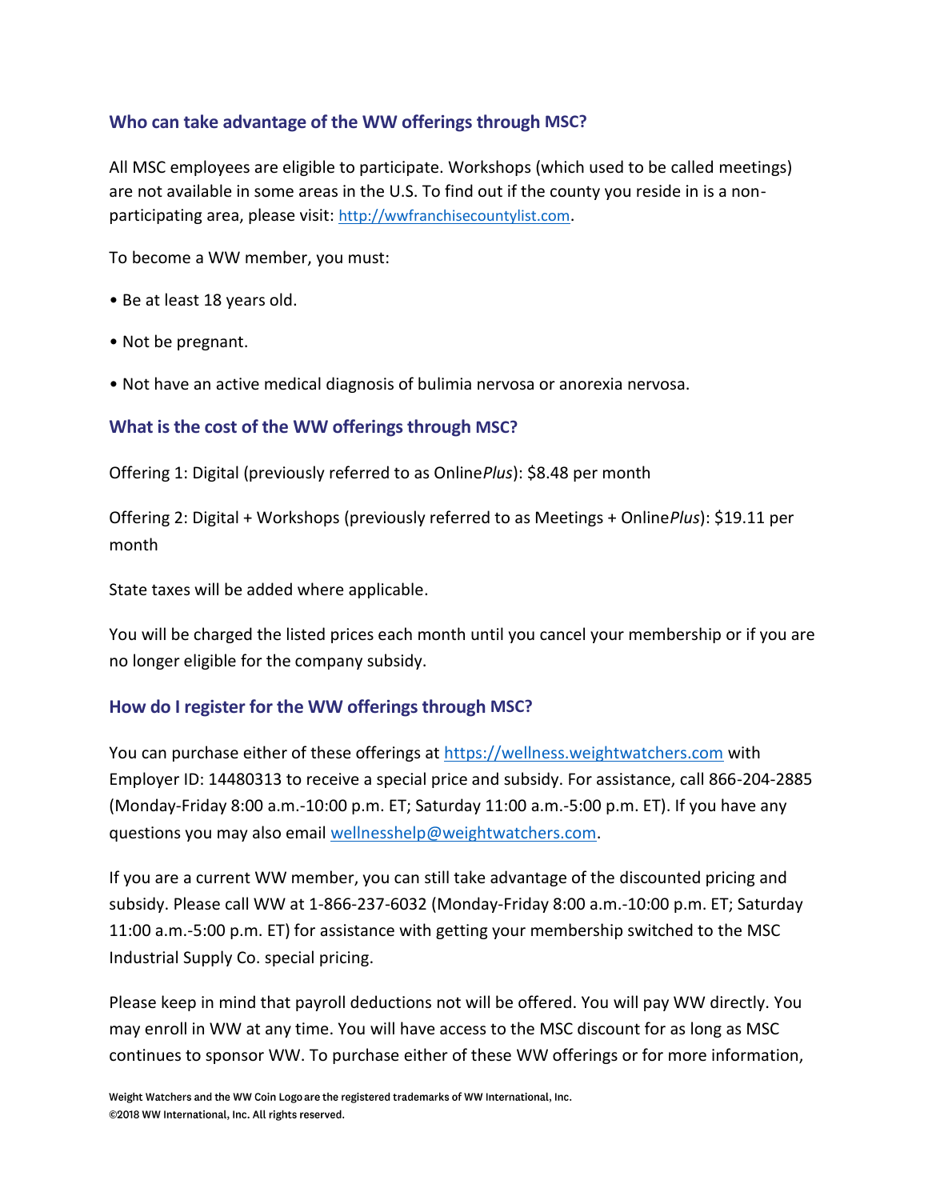### Who can take advantage of the WW offerings through MSC?

All MSC employees are eligible to participate. Workshops (which used to be called meetings) are not available in some areas in the U.S. To find out if the county you reside in is a non-participating area, please visit: http://wwfranchisecountylist.com.

To become a WW member, you must:

- Be at least 18 years old.
- Not be pregnant.
- Not have an active medical diagnosis of bulimia nervosa or anorexia nervosa.

### What is the cost of the WW offerings through MSC?

Offering 1: Digital (previously referred to as Online*Plus*): $8.48 per month

Offering 2: Digital + Workshops (previously referred to as Meetings + Online*Plus*): $19.11 per month

State taxes will be added where applicable.

You will be charged the listed prices each month until you cancel your membership or if you are no longer eligible for the company subsidy.

### How do I register for the WW offerings through MSC?

You can purchase either of these offerings at https://wellness.weightwatchers.com with Employer ID: 14480313 to receive a special price and subsidy. For assistance, call 866-204-2885 (Monday-Friday 8:00 a.m.-10:00 p.m. ET; Saturday 11:00 a.m.-5:00 p.m. ET). If you have any questions you may also email wellnesshelp@weightwatchers.com.

If you are a current WW member, you can still take advantage of the discounted pricing and subsidy. Please call WW at 1-866-237-6032 (Monday-Friday 8:00 a.m.-10:00 p.m. ET; Saturday 11:00 a.m.-5:00 p.m. ET) for assistance with getting your membership switched to the MSC Industrial Supply Co. special pricing.

Please keep in mind that payroll deductions not will be offered. You will pay WW directly. You may enroll in WW at any time. You will have access to the MSC discount for as long as MSC continues to sponsor WW. To purchase either of these WW offerings or for more information,

Weight Watchers and the WW Coin Logo are the registered trademarks of WW International, Inc.
©2018 WW International, Inc. All rights reserved.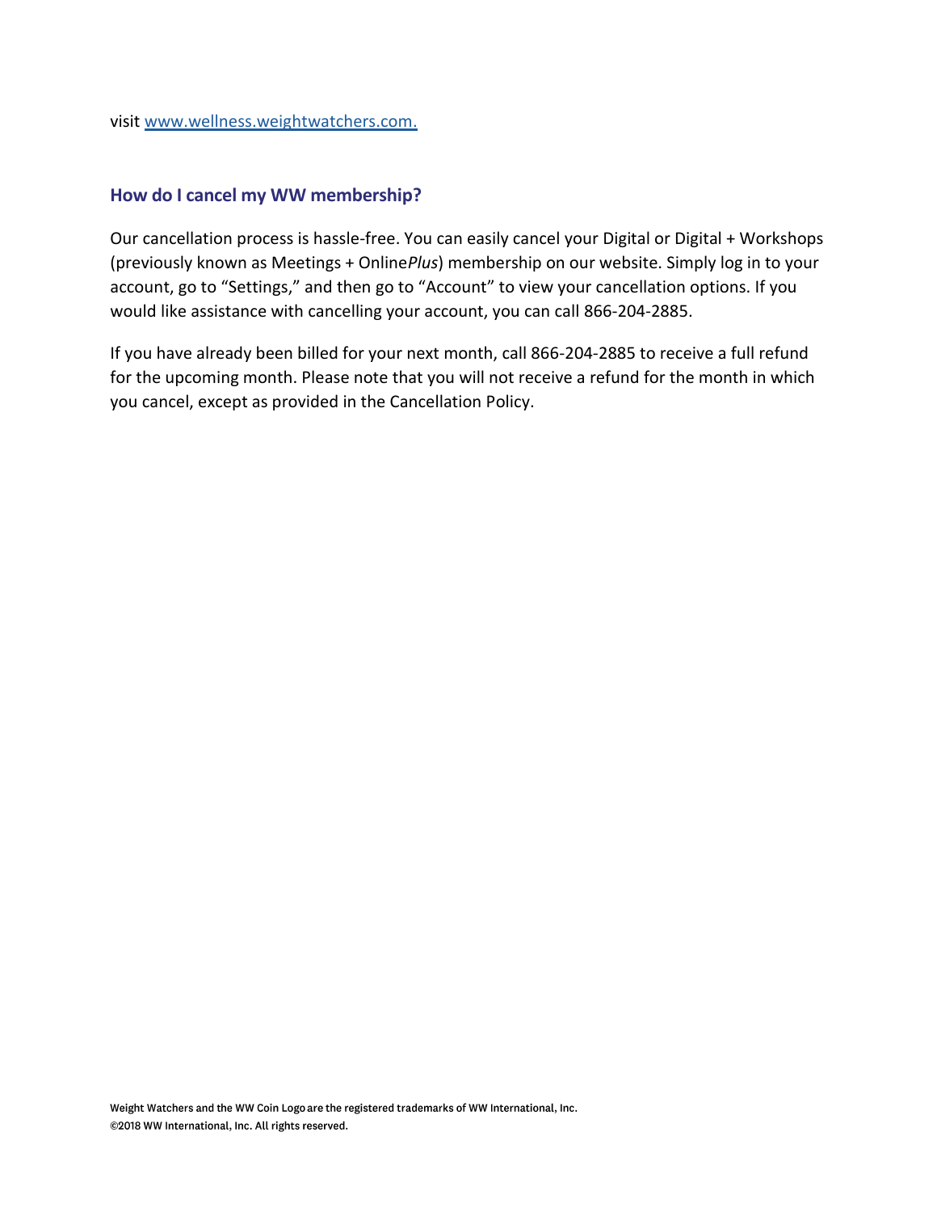visit [www.wellness.weightwatchers.com.](www.wellness.weightwatchers.com)

### How do I cancel my WW membership?

Our cancellation process is hassle-free. You can easily cancel your Digital or Digital + Workshops (previously known as Meetings + Online*Plus*) membership on our website. Simply log in to your account, go to "Settings," and then go to "Account" to view your cancellation options. If you would like assistance with cancelling your account, you can call 866-204-2885.

If you have already been billed for your next month, call 866-204-2885 to receive a full refund for the upcoming month. Please note that you will not receive a refund for the month in which you cancel, except as provided in the Cancellation Policy.

Weight Watchers and the WW Coin Logo are the registered trademarks of WW International, Inc.
©2018 WW International, Inc. All rights reserved.